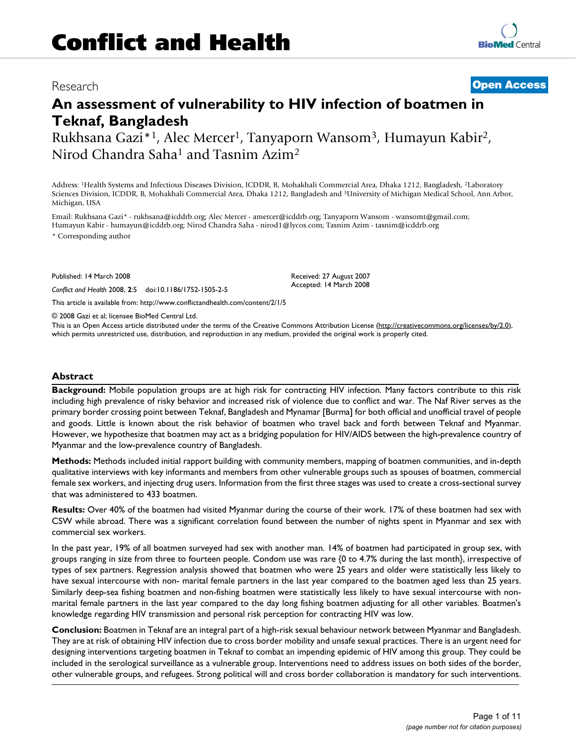# Conflict and Health

Research

**Open Access**

# An assessment of vulnerability to HIV infection of boatmen in Teknaf, Bangladesh

Rukhsana Gazi*[1], Alec Mercer[1], Tanyaporn Wansom[3], Humayun Kabir[2], Nirod Chandra Saha[1] and Tasnim Azim[2]

Address: [1]Health Systems and Infectious Diseases Division, ICDDR, B, Mohakhali Commercial Area, Dhaka 1212, Bangladesh, [2]Laboratory Sciences Division, ICDDR, B, Mohakhali Commercial Area, Dhaka 1212, Bangladesh and [3]University of Michigan Medical School, Ann Arbor, Michigan, USA

Email: Rukhsana Gazi* - rukhsana@icddrb.org; Alec Mercer - amercer@icddrb.org; Tanyaporn Wansom - wansomt@gmail.com; Humayun Kabir - humayun@icddrb.org; Nirod Chandra Saha - nirod1@lycos.com; Tasnim Azim - tasnim@icddrb.org

\* Corresponding author

Published: 14 March 2008

*Conflict and Health* 2008, **2**:5 doi:10.1186/1752-1505-2-5

Received: 27 August 2007
Accepted: 14 March 2008

This article is available from: http://www.conflictandhealth.com/content/2/1/5

© 2008 Gazi et al; licensee BioMed Central Ltd.

This is an Open Access article distributed under the terms of the Creative Commons Attribution License (http://creativecommons.org/licenses/by/2.0), which permits unrestricted use, distribution, and reproduction in any medium, provided the original work is properly cited.

## Abstract

**Background:** Mobile population groups are at high risk for contracting HIV infection. Many factors contribute to this risk including high prevalence of risky behavior and increased risk of violence due to conflict and war. The Naf River serves as the primary border crossing point between Teknaf, Bangladesh and Mynamar [Burma] for both official and unofficial travel of people and goods. Little is known about the risk behavior of boatmen who travel back and forth between Teknaf and Myanmar. However, we hypothesize that boatmen may act as a bridging population for HIV/AIDS between the high-prevalence country of Myanmar and the low-prevalence country of Bangladesh.

**Methods:** Methods included initial rapport building with community members, mapping of boatmen communities, and in-depth qualitative interviews with key informants and members from other vulnerable groups such as spouses of boatmen, commercial female sex workers, and injecting drug users. Information from the first three stages was used to create a cross-sectional survey that was administered to 433 boatmen.

**Results:** Over 40% of the boatmen had visited Myanmar during the course of their work. 17% of these boatmen had sex with CSW while abroad. There was a significant correlation found between the number of nights spent in Myanmar and sex with commercial sex workers.

In the past year, 19% of all boatmen surveyed had sex with another man. 14% of boatmen had participated in group sex, with groups ranging in size from three to fourteen people. Condom use was rare {0 to 4.7% during the last month}, irrespective of types of sex partners. Regression analysis showed that boatmen who were 25 years and older were statistically less likely to have sexual intercourse with non- marital female partners in the last year compared to the boatmen aged less than 25 years. Similarly deep-sea fishing boatmen and non-fishing boatmen were statistically less likely to have sexual intercourse with non-marital female partners in the last year compared to the day long fishing boatmen adjusting for all other variables. Boatmen's knowledge regarding HIV transmission and personal risk perception for contracting HIV was low.

**Conclusion:** Boatmen in Teknaf are an integral part of a high-risk sexual behaviour network between Myanmar and Bangladesh. They are at risk of obtaining HIV infection due to cross border mobility and unsafe sexual practices. There is an urgent need for designing interventions targeting boatmen in Teknaf to combat an impending epidemic of HIV among this group. They could be included in the serological surveillance as a vulnerable group. Interventions need to address issues on both sides of the border, other vulnerable groups, and refugees. Strong political will and cross border collaboration is mandatory for such interventions.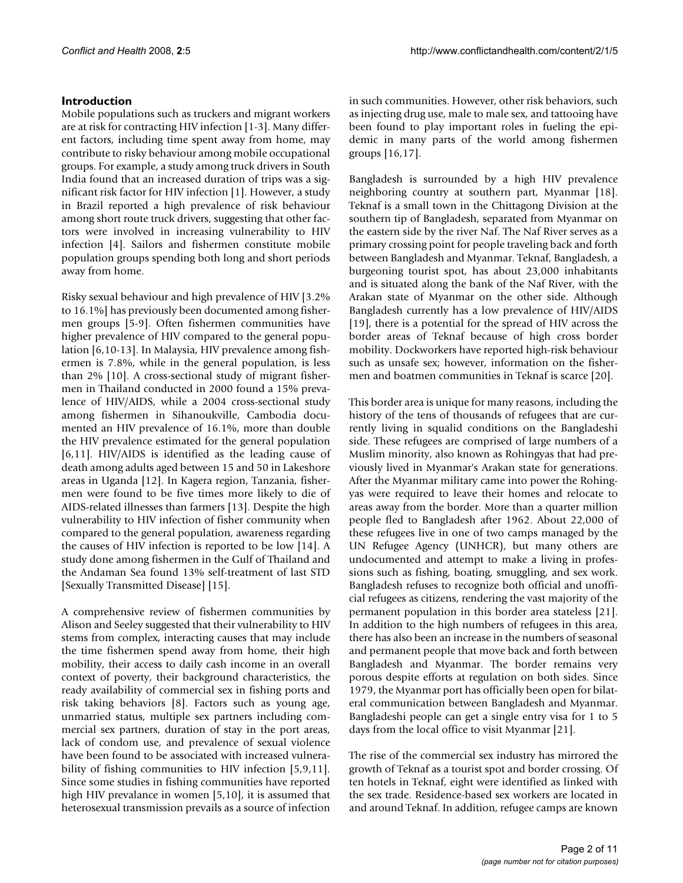## Introduction

Mobile populations such as truckers and migrant workers are at risk for contracting HIV infection [1-3]. Many different factors, including time spent away from home, may contribute to risky behaviour among mobile occupational groups. For example, a study among truck drivers in South India found that an increased duration of trips was a significant risk factor for HIV infection [1]. However, a study in Brazil reported a high prevalence of risk behaviour among short route truck drivers, suggesting that other factors were involved in increasing vulnerability to HIV infection [4]. Sailors and fishermen constitute mobile population groups spending both long and short periods away from home.

Risky sexual behaviour and high prevalence of HIV [3.2% to 16.1%] has previously been documented among fishermen groups [5-9]. Often fishermen communities have higher prevalence of HIV compared to the general population [6,10-13]. In Malaysia, HIV prevalence among fishermen is 7.8%, while in the general population, is less than 2% [10]. A cross-sectional study of migrant fishermen in Thailand conducted in 2000 found a 15% prevalence of HIV/AIDS, while a 2004 cross-sectional study among fishermen in Sihanoukville, Cambodia documented an HIV prevalence of 16.1%, more than double the HIV prevalence estimated for the general population [6,11]. HIV/AIDS is identified as the leading cause of death among adults aged between 15 and 50 in Lakeshore areas in Uganda [12]. In Kagera region, Tanzania, fishermen were found to be five times more likely to die of AIDS-related illnesses than farmers [13]. Despite the high vulnerability to HIV infection of fisher community when compared to the general population, awareness regarding the causes of HIV infection is reported to be low [14]. A study done among fishermen in the Gulf of Thailand and the Andaman Sea found 13% self-treatment of last STD [Sexually Transmitted Disease] [15].

A comprehensive review of fishermen communities by Alison and Seeley suggested that their vulnerability to HIV stems from complex, interacting causes that may include the time fishermen spend away from home, their high mobility, their access to daily cash income in an overall context of poverty, their background characteristics, the ready availability of commercial sex in fishing ports and risk taking behaviors [8]. Factors such as young age, unmarried status, multiple sex partners including commercial sex partners, duration of stay in the port areas, lack of condom use, and prevalence of sexual violence have been found to be associated with increased vulnerability of fishing communities to HIV infection [5,9,11]. Since some studies in fishing communities have reported high HIV prevalance in women [5,10], it is assumed that heterosexual transmission prevails as a source of infection in such communities. However, other risk behaviors, such as injecting drug use, male to male sex, and tattooing have been found to play important roles in fueling the epidemic in many parts of the world among fishermen groups [16,17].

Bangladesh is surrounded by a high HIV prevalence neighboring country at southern part, Myanmar [18]. Teknaf is a small town in the Chittagong Division at the southern tip of Bangladesh, separated from Myanmar on the eastern side by the river Naf. The Naf River serves as a primary crossing point for people traveling back and forth between Bangladesh and Myanmar. Teknaf, Bangladesh, a burgeoning tourist spot, has about 23,000 inhabitants and is situated along the bank of the Naf River, with the Arakan state of Myanmar on the other side. Although Bangladesh currently has a low prevalence of HIV/AIDS [19], there is a potential for the spread of HIV across the border areas of Teknaf because of high cross border mobility. Dockworkers have reported high-risk behaviour such as unsafe sex; however, information on the fishermen and boatmen communities in Teknaf is scarce [20].

This border area is unique for many reasons, including the history of the tens of thousands of refugees that are currently living in squalid conditions on the Bangladeshi side. These refugees are comprised of large numbers of a Muslim minority, also known as Rohingyas that had previously lived in Myanmar's Arakan state for generations. After the Myanmar military came into power the Rohingyas were required to leave their homes and relocate to areas away from the border. More than a quarter million people fled to Bangladesh after 1962. About 22,000 of these refugees live in one of two camps managed by the UN Refugee Agency (UNHCR), but many others are undocumented and attempt to make a living in professions such as fishing, boating, smuggling, and sex work. Bangladesh refuses to recognize both official and unofficial refugees as citizens, rendering the vast majority of the permanent population in this border area stateless [21]. In addition to the high numbers of refugees in this area, there has also been an increase in the numbers of seasonal and permanent people that move back and forth between Bangladesh and Myanmar. The border remains very porous despite efforts at regulation on both sides. Since 1979, the Myanmar port has officially been open for bilateral communication between Bangladesh and Myanmar. Bangladeshi people can get a single entry visa for 1 to 5 days from the local office to visit Myanmar [21].

The rise of the commercial sex industry has mirrored the growth of Teknaf as a tourist spot and border crossing. Of ten hotels in Teknaf, eight were identified as linked with the sex trade. Residence-based sex workers are located in and around Teknaf. In addition, refugee camps are known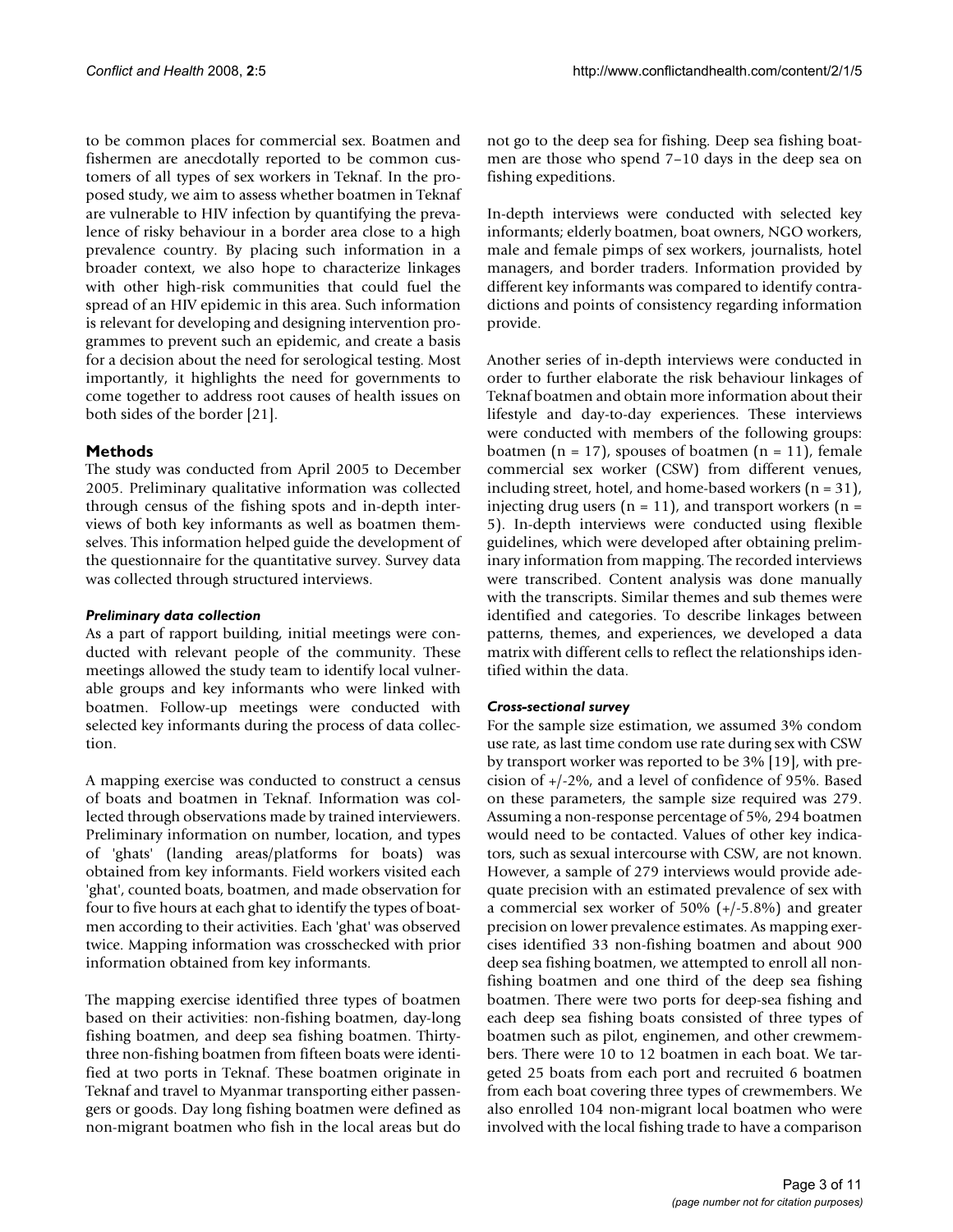to be common places for commercial sex. Boatmen and fishermen are anecdotally reported to be common customers of all types of sex workers in Teknaf. In the proposed study, we aim to assess whether boatmen in Teknaf are vulnerable to HIV infection by quantifying the prevalence of risky behaviour in a border area close to a high prevalence country. By placing such information in a broader context, we also hope to characterize linkages with other high-risk communities that could fuel the spread of an HIV epidemic in this area. Such information is relevant for developing and designing intervention programmes to prevent such an epidemic, and create a basis for a decision about the need for serological testing. Most importantly, it highlights the need for governments to come together to address root causes of health issues on both sides of the border [21].

## Methods

The study was conducted from April 2005 to December 2005. Preliminary qualitative information was collected through census of the fishing spots and in-depth interviews of both key informants as well as boatmen themselves. This information helped guide the development of the questionnaire for the quantitative survey. Survey data was collected through structured interviews.

### *Preliminary data collection*

As a part of rapport building, initial meetings were conducted with relevant people of the community. These meetings allowed the study team to identify local vulnerable groups and key informants who were linked with boatmen. Follow-up meetings were conducted with selected key informants during the process of data collection.

A mapping exercise was conducted to construct a census of boats and boatmen in Teknaf. Information was collected through observations made by trained interviewers. Preliminary information on number, location, and types of 'ghats' (landing areas/platforms for boats) was obtained from key informants. Field workers visited each 'ghat', counted boats, boatmen, and made observation for four to five hours at each ghat to identify the types of boatmen according to their activities. Each 'ghat' was observed twice. Mapping information was crosschecked with prior information obtained from key informants.

The mapping exercise identified three types of boatmen based on their activities: non-fishing boatmen, day-long fishing boatmen, and deep sea fishing boatmen. Thirty-three non-fishing boatmen from fifteen boats were identified at two ports in Teknaf. These boatmen originate in Teknaf and travel to Myanmar transporting either passengers or goods. Day long fishing boatmen were defined as non-migrant boatmen who fish in the local areas but do not go to the deep sea for fishing. Deep sea fishing boatmen are those who spend 7–10 days in the deep sea on fishing expeditions.

In-depth interviews were conducted with selected key informants; elderly boatmen, boat owners, NGO workers, male and female pimps of sex workers, journalists, hotel managers, and border traders. Information provided by different key informants was compared to identify contradictions and points of consistency regarding information provide.

Another series of in-depth interviews were conducted in order to further elaborate the risk behaviour linkages of Teknaf boatmen and obtain more information about their lifestyle and day-to-day experiences. These interviews were conducted with members of the following groups: boatmen (n = 17), spouses of boatmen (n = 11), female commercial sex worker (CSW) from different venues, including street, hotel, and home-based workers (n = 31), injecting drug users (n = 11), and transport workers (n = 5). In-depth interviews were conducted using flexible guidelines, which were developed after obtaining preliminary information from mapping. The recorded interviews were transcribed. Content analysis was done manually with the transcripts. Similar themes and sub themes were identified and categories. To describe linkages between patterns, themes, and experiences, we developed a data matrix with different cells to reflect the relationships identified within the data.

### *Cross-sectional survey*

For the sample size estimation, we assumed 3% condom use rate, as last time condom use rate during sex with CSW by transport worker was reported to be 3% [19], with precision of +/-2%, and a level of confidence of 95%. Based on these parameters, the sample size required was 279. Assuming a non-response percentage of 5%, 294 boatmen would need to be contacted. Values of other key indicators, such as sexual intercourse with CSW, are not known. However, a sample of 279 interviews would provide adequate precision with an estimated prevalence of sex with a commercial sex worker of 50% (+/-5.8%) and greater precision on lower prevalence estimates. As mapping exercises identified 33 non-fishing boatmen and about 900 deep sea fishing boatmen, we attempted to enroll all non-fishing boatmen and one third of the deep sea fishing boatmen. There were two ports for deep-sea fishing and each deep sea fishing boats consisted of three types of boatmen such as pilot, enginemen, and other crewmembers. There were 10 to 12 boatmen in each boat. We targeted 25 boats from each port and recruited 6 boatmen from each boat covering three types of crewmembers. We also enrolled 104 non-migrant local boatmen who were involved with the local fishing trade to have a comparison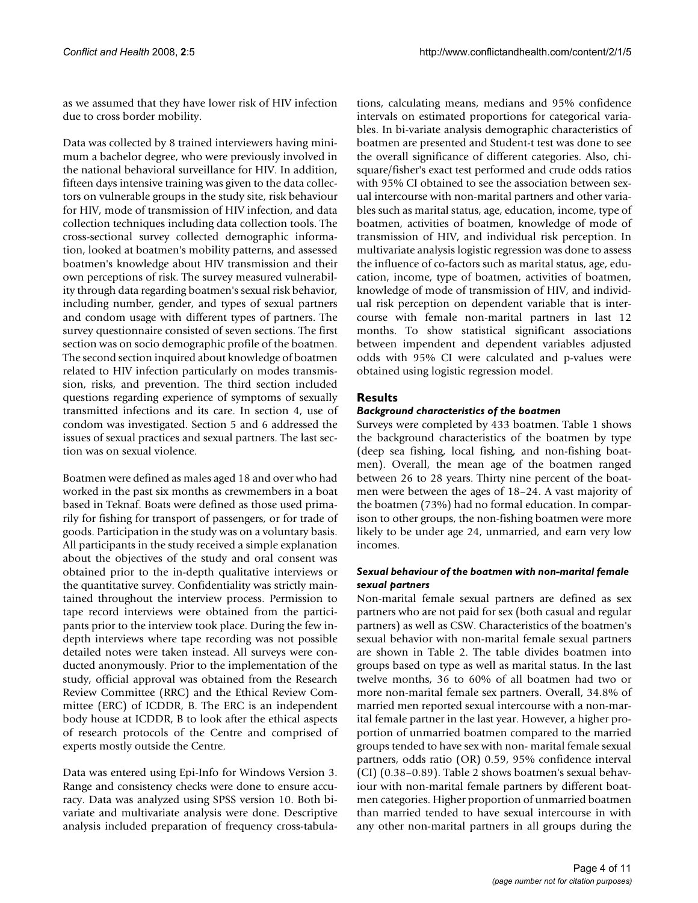as we assumed that they have lower risk of HIV infection due to cross border mobility.

Data was collected by 8 trained interviewers having minimum a bachelor degree, who were previously involved in the national behavioral surveillance for HIV. In addition, fifteen days intensive training was given to the data collectors on vulnerable groups in the study site, risk behaviour for HIV, mode of transmission of HIV infection, and data collection techniques including data collection tools. The cross-sectional survey collected demographic information, looked at boatmen's mobility patterns, and assessed boatmen's knowledge about HIV transmission and their own perceptions of risk. The survey measured vulnerability through data regarding boatmen's sexual risk behavior, including number, gender, and types of sexual partners and condom usage with different types of partners. The survey questionnaire consisted of seven sections. The first section was on socio demographic profile of the boatmen. The second section inquired about knowledge of boatmen related to HIV infection particularly on modes transmission, risks, and prevention. The third section included questions regarding experience of symptoms of sexually transmitted infections and its care. In section 4, use of condom was investigated. Section 5 and 6 addressed the issues of sexual practices and sexual partners. The last section was on sexual violence.

Boatmen were defined as males aged 18 and over who had worked in the past six months as crewmembers in a boat based in Teknaf. Boats were defined as those used primarily for fishing for transport of passengers, or for trade of goods. Participation in the study was on a voluntary basis. All participants in the study received a simple explanation about the objectives of the study and oral consent was obtained prior to the in-depth qualitative interviews or the quantitative survey. Confidentiality was strictly maintained throughout the interview process. Permission to tape record interviews were obtained from the participants prior to the interview took place. During the few in-depth interviews where tape recording was not possible detailed notes were taken instead. All surveys were conducted anonymously. Prior to the implementation of the study, official approval was obtained from the Research Review Committee (RRC) and the Ethical Review Committee (ERC) of ICDDR, B. The ERC is an independent body house at ICDDR, B to look after the ethical aspects of research protocols of the Centre and comprised of experts mostly outside the Centre.

Data was entered using Epi-Info for Windows Version 3. Range and consistency checks were done to ensure accuracy. Data was analyzed using SPSS version 10. Both bi-variate and multivariate analysis were done. Descriptive analysis included preparation of frequency cross-tabulations, calculating means, medians and 95% confidence intervals on estimated proportions for categorical variables. In bi-variate analysis demographic characteristics of boatmen are presented and Student-t test was done to see the overall significance of different categories. Also, chi-square/fisher's exact test performed and crude odds ratios with 95% CI obtained to see the association between sexual intercourse with non-marital partners and other variables such as marital status, age, education, income, type of boatmen, activities of boatmen, knowledge of mode of transmission of HIV, and individual risk perception. In multivariate analysis logistic regression was done to assess the influence of co-factors such as marital status, age, education, income, type of boatmen, activities of boatmen, knowledge of mode of transmission of HIV, and individual risk perception on dependent variable that is intercourse with female non-marital partners in last 12 months. To show statistical significant associations between impendent and dependent variables adjusted odds with 95% CI were calculated and p-values were obtained using logistic regression model.

## Results

### *Background characteristics of the boatmen*

Surveys were completed by 433 boatmen. Table 1 shows the background characteristics of the boatmen by type (deep sea fishing, local fishing, and non-fishing boatmen). Overall, the mean age of the boatmen ranged between 26 to 28 years. Thirty nine percent of the boatmen were between the ages of 18–24. A vast majority of the boatmen (73%) had no formal education. In comparison to other groups, the non-fishing boatmen were more likely to be under age 24, unmarried, and earn very low incomes.

### *Sexual behaviour of the boatmen with non-marital female sexual partners*

Non-marital female sexual partners are defined as sex partners who are not paid for sex (both casual and regular partners) as well as CSW. Characteristics of the boatmen's sexual behavior with non-marital female sexual partners are shown in Table 2. The table divides boatmen into groups based on type as well as marital status. In the last twelve months, 36 to 60% of all boatmen had two or more non-marital female sex partners. Overall, 34.8% of married men reported sexual intercourse with a non-marital female partner in the last year. However, a higher proportion of unmarried boatmen compared to the married groups tended to have sex with non- marital female sexual partners, odds ratio (OR) 0.59, 95% confidence interval (CI) (0.38–0.89). Table 2 shows boatmen's sexual behaviour with non-marital female partners by different boatmen categories. Higher proportion of unmarried boatmen than married tended to have sexual intercourse in with any other non-marital partners in all groups during the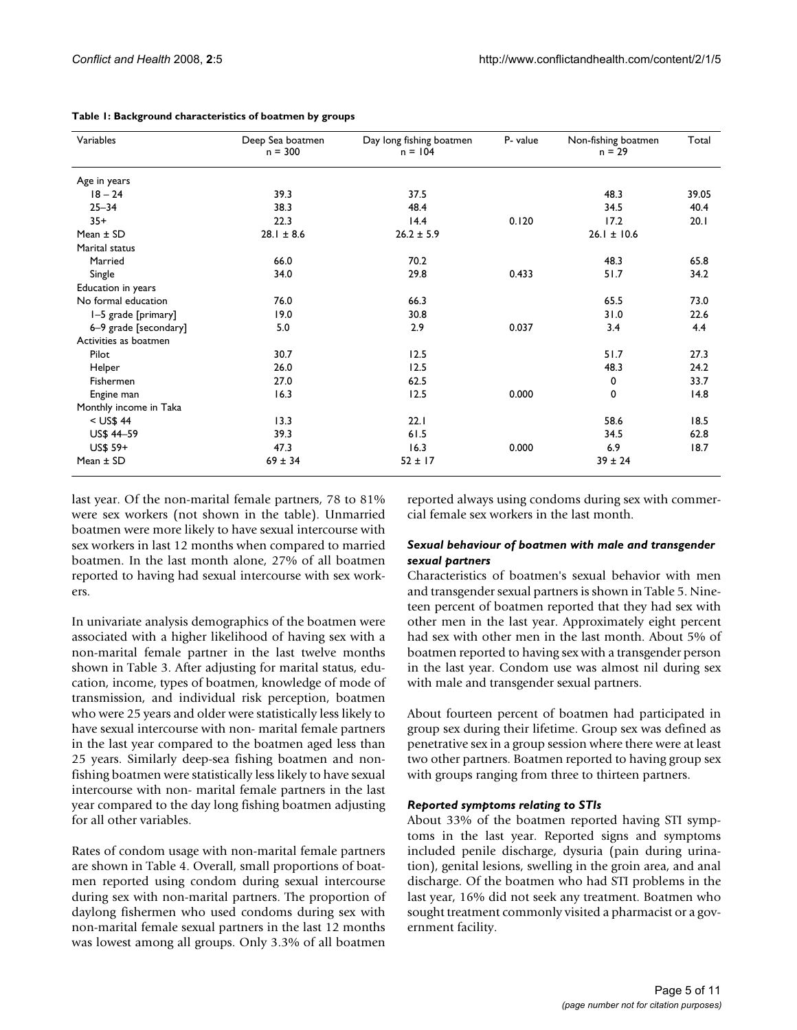**Table 1: Background characteristics of boatmen by groups**

| Variables | Deep Sea boatmen n = 300 | Day long fishing boatmen n = 104 | P- value | Non-fishing boatmen n = 29 | Total |
|---|---|---|---|---|---|
| Age in years | | | | | |
| 18 – 24 | 39.3 | 37.5 | | 48.3 | 39.05 |
| 25–34 | 38.3 | 48.4 | | 34.5 | 40.4 |
| 35+ | 22.3 | 14.4 | 0.120 | 17.2 | 20.1 |
| Mean ± SD | 28.1 ± 8.6 | 26.2 ± 5.9 | | 26.1 ± 10.6 | |
| Marital status | | | | | |
| Married | 66.0 | 70.2 | | 48.3 | 65.8 |
| Single | 34.0 | 29.8 | 0.433 | 51.7 | 34.2 |
| Education in years | | | | | |
| No formal education | 76.0 | 66.3 | | 65.5 | 73.0 |
| 1–5 grade [primary] | 19.0 | 30.8 | | 31.0 | 22.6 |
| 6–9 grade [secondary] | 5.0 | 2.9 | 0.037 | 3.4 | 4.4 |
| Activities as boatmen | | | | | |
| Pilot | 30.7 | 12.5 | | 51.7 | 27.3 |
| Helper | 26.0 | 12.5 | | 48.3 | 24.2 |
| Fishermen | 27.0 | 62.5 | | 0 | 33.7 |
| Engine man | 16.3 | 12.5 | 0.000 | 0 | 14.8 |
| Monthly income in Taka | | | | | |
| < US$ 44 | 13.3 | 22.1 | | 58.6 | 18.5 |
| US$ 44–59 | 39.3 | 61.5 | | 34.5 | 62.8 |
| US$ 59+ | 47.3 | 16.3 | 0.000 | 6.9 | 18.7 |
| Mean ± SD | 69 ± 34 | 52 ± 17 | | 39 ± 24 | |

last year. Of the non-marital female partners, 78 to 81% were sex workers (not shown in the table). Unmarried boatmen were more likely to have sexual intercourse with sex workers in last 12 months when compared to married boatmen. In the last month alone, 27% of all boatmen reported to having had sexual intercourse with sex workers.

In univariate analysis demographics of the boatmen were associated with a higher likelihood of having sex with a non-marital female partner in the last twelve months shown in Table 3. After adjusting for marital status, education, income, types of boatmen, knowledge of mode of transmission, and individual risk perception, boatmen who were 25 years and older were statistically less likely to have sexual intercourse with non- marital female partners in the last year compared to the boatmen aged less than 25 years. Similarly deep-sea fishing boatmen and non-fishing boatmen were statistically less likely to have sexual intercourse with non- marital female partners in the last year compared to the day long fishing boatmen adjusting for all other variables.

Rates of condom usage with non-marital female partners are shown in Table 4. Overall, small proportions of boatmen reported using condom during sexual intercourse during sex with non-marital partners. The proportion of daylong fishermen who used condoms during sex with non-marital female sexual partners in the last 12 months was lowest among all groups. Only 3.3% of all boatmen reported always using condoms during sex with commercial female sex workers in the last month.

### *Sexual behaviour of boatmen with male and transgender sexual partners*

Characteristics of boatmen's sexual behavior with men and transgender sexual partners is shown in Table 5. Nineteen percent of boatmen reported that they had sex with other men in the last year. Approximately eight percent had sex with other men in the last month. About 5% of boatmen reported to having sex with a transgender person in the last year. Condom use was almost nil during sex with male and transgender sexual partners.

About fourteen percent of boatmen had participated in group sex during their lifetime. Group sex was defined as penetrative sex in a group session where there were at least two other partners. Boatmen reported to having group sex with groups ranging from three to thirteen partners.

### *Reported symptoms relating to STIs*

About 33% of the boatmen reported having STI symptoms in the last year. Reported signs and symptoms included penile discharge, dysuria (pain during urination), genital lesions, swelling in the groin area, and anal discharge. Of the boatmen who had STI problems in the last year, 16% did not seek any treatment. Boatmen who sought treatment commonly visited a pharmacist or a government facility.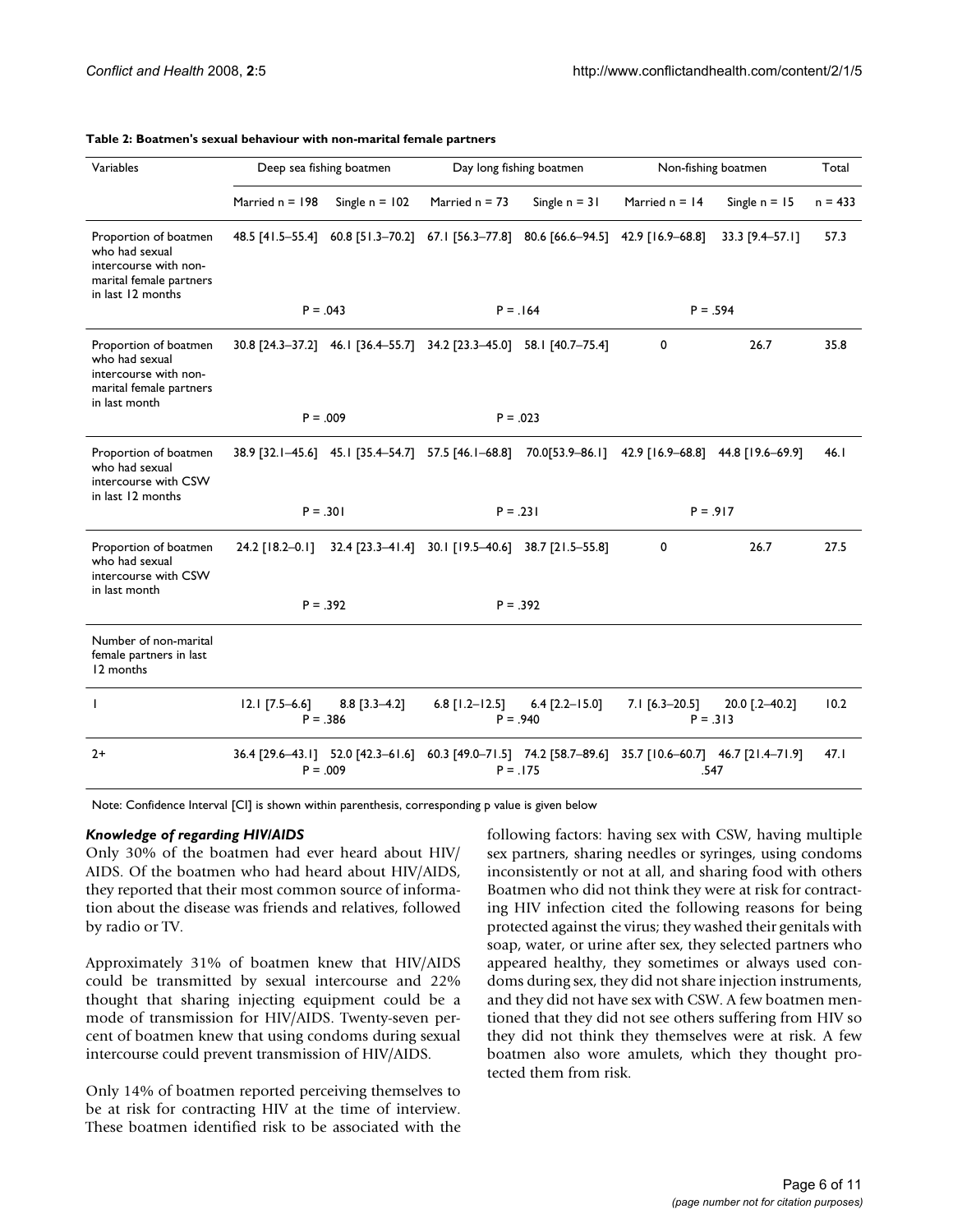**Table 2: Boatmen's sexual behaviour with non-marital female partners**

| Variables | Deep sea fishing boatmen | | Day long fishing boatmen | | Non-fishing boatmen | | Total |
|---|---|---|---|---|---|---|---|
| | Married n = 198 | Single n = 102 | Married n = 73 | Single n = 31 | Married n = 14 | Single n = 15 | n = 433 |
| Proportion of boatmen who had sexual intercourse with non-marital female partners in last 12 months | 48.5 [41.5–55.4] | 60.8 [51.3–70.2] | 67.1 [56.3–77.8] | 80.6 [66.6–94.5] | 42.9 [16.9–68.8] | 33.3 [9.4–57.1] | 57.3 |
| | P = .043 | | P = .164 | | P = .594 | | |
| Proportion of boatmen who had sexual intercourse with non-marital female partners in last month | 30.8 [24.3–37.2] | 46.1 [36.4–55.7] | 34.2 [23.3–45.0] | 58.1 [40.7–75.4] | 0 | 26.7 | 35.8 |
| | P = .009 | | P = .023 | | | | |
| Proportion of boatmen who had sexual intercourse with CSW in last 12 months | 38.9 [32.1–45.6] | 45.1 [35.4–54.7] | 57.5 [46.1–68.8] | 70.0[53.9–86.1] | 42.9 [16.9–68.8] | 44.8 [19.6–69.9] | 46.1 |
| | P = .301 | | P = .231 | | P = .917 | | |
| Proportion of boatmen who had sexual intercourse with CSW in last month | 24.2 [18.2–0.1] | 32.4 [23.3–41.4] | 30.1 [19.5–40.6] | 38.7 [21.5–55.8] | 0 | 26.7 | 27.5 |
| | P = .392 | | P = .392 | | | | |
| Number of non-marital female partners in last 12 months | | | | | | | |
| 1 | 12.1 [7.5–6.6] | 8.8 [3.3–4.2] | 6.8 [1.2–12.5] | 6.4 [2.2–15.0] | 7.1 [6.3–20.5] | 20.0 [.2–40.2] | 10.2 |
| | P = .386 | | P = .940 | | P = .313 | | |
| 2+ | 36.4 [29.6–43.1] | 52.0 [42.3–61.6] | 60.3 [49.0–71.5] | 74.2 [58.7–89.6] | 35.7 [10.6–60.7] | 46.7 [21.4–71.9] | 47.1 |
| | P = .009 | | P = .175 | | .547 | | |

Note: Confidence Interval [CI] is shown within parenthesis, corresponding p value is given below

### *Knowledge of regarding HIV/AIDS*

Only 30% of the boatmen had ever heard about HIV/AIDS. Of the boatmen who had heard about HIV/AIDS, they reported that their most common source of information about the disease was friends and relatives, followed by radio or TV.

Approximately 31% of boatmen knew that HIV/AIDS could be transmitted by sexual intercourse and 22% thought that sharing injecting equipment could be a mode of transmission for HIV/AIDS. Twenty-seven percent of boatmen knew that using condoms during sexual intercourse could prevent transmission of HIV/AIDS.

Only 14% of boatmen reported perceiving themselves to be at risk for contracting HIV at the time of interview. These boatmen identified risk to be associated with the following factors: having sex with CSW, having multiple sex partners, sharing needles or syringes, using condoms inconsistently or not at all, and sharing food with others Boatmen who did not think they were at risk for contracting HIV infection cited the following reasons for being protected against the virus; they washed their genitals with soap, water, or urine after sex, they selected partners who appeared healthy, they sometimes or always used condoms during sex, they did not share injection instruments, and they did not have sex with CSW. A few boatmen mentioned that they did not see others suffering from HIV so they did not think they themselves were at risk. A few boatmen also wore amulets, which they thought protected them from risk.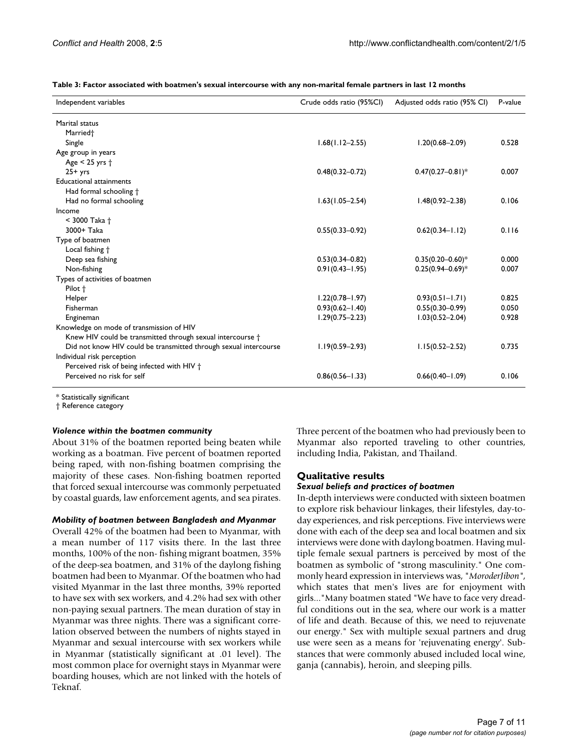**Table 3: Factor associated with boatmen's sexual intercourse with any non-marital female partners in last 12 months**

| Independent variables | Crude odds ratio (95%CI) | Adjusted odds ratio (95% CI) | P-value |
|---|---|---|---|
| Marital status | | | |
| Married† | | | |
| Single | 1.68(1.12–2.55) | 1.20(0.68–2.09) | 0.528 |
| Age group in years | | | |
| Age < 25 yrs † | | | |
| 25+ yrs | 0.48(0.32–0.72) | 0.47(0.27–0.81)* | 0.007 |
| Educational attainments | | | |
| Had formal schooling † | | | |
| Had no formal schooling | 1.63(1.05–2.54) | 1.48(0.92–2.38) | 0.106 |
| Income | | | |
| < 3000 Taka † | | | |
| 3000+ Taka | 0.55(0.33–0.92) | 0.62(0.34–1.12) | 0.116 |
| Type of boatmen | | | |
| Local fishing † | | | |
| Deep sea fishing | 0.53(0.34–0.82) | 0.35(0.20–0.60)* | 0.000 |
| Non-fishing | 0.91(0.43–1.95) | 0.25(0.94–0.69)* | 0.007 |
| Types of activities of boatmen | | | |
| Pilot † | | | |
| Helper | 1.22(0.78–1.97) | 0.93(0.51–1.71) | 0.825 |
| Fisherman | 0.93(0.62–1.40) | 0.55(0.30–0.99) | 0.050 |
| Engineman | 1.29(0.75–2.23) | 1.03(0.52–2.04) | 0.928 |
| Knowledge on mode of transmission of HIV | | | |
| Knew HIV could be transmitted through sexual intercourse † | | | |
| Did not know HIV could be transmitted through sexual intercourse | 1.19(0.59–2.93) | 1.15(0.52–2.52) | 0.735 |
| Individual risk perception | | | |
| Perceived risk of being infected with HIV † | | | |
| Perceived no risk for self | 0.86(0.56–1.33) | 0.66(0.40–1.09) | 0.106 |

\* Statistically significant
† Reference category

#### *Violence within the boatmen community*

About 31% of the boatmen reported being beaten while working as a boatman. Five percent of boatmen reported being raped, with non-fishing boatmen comprising the majority of these cases. Non-fishing boatmen reported that forced sexual intercourse was commonly perpetuated by coastal guards, law enforcement agents, and sea pirates.

#### *Mobility of boatmen between Bangladesh and Myanmar*

Overall 42% of the boatmen had been to Myanmar, with a mean number of 117 visits there. In the last three months, 100% of the non- fishing migrant boatmen, 35% of the deep-sea boatmen, and 31% of the daylong fishing boatmen had been to Myanmar. Of the boatmen who had visited Myanmar in the last three months, 39% reported to have sex with sex workers, and 4.2% had sex with other non-paying sexual partners. The mean duration of stay in Myanmar was three nights. There was a significant correlation observed between the numbers of nights stayed in Myanmar and sexual intercourse with sex workers while in Myanmar (statistically significant at .01 level). The most common place for overnight stays in Myanmar were boarding houses, which are not linked with the hotels of Teknaf.

Three percent of the boatmen who had previously been to Myanmar also reported traveling to other countries, including India, Pakistan, and Thailand.

### Qualitative results

#### *Sexual beliefs and practices of boatmen*

In-depth interviews were conducted with sixteen boatmen to explore risk behaviour linkages, their lifestyles, day-to-day experiences, and risk perceptions. Five interviews were done with each of the deep sea and local boatmen and six interviews were done with daylong boatmen. Having multiple female sexual partners is perceived by most of the boatmen as symbolic of "strong masculinity." One commonly heard expression in interviews was, "*MoroderJibon*", which states that men's lives are for enjoyment with girls..."Many boatmen stated "We have to face very dreadful conditions out in the sea, where our work is a matter of life and death. Because of this, we need to rejuvenate our energy." Sex with multiple sexual partners and drug use were seen as a means for 'rejuvenating energy'. Substances that were commonly abused included local wine, ganja (cannabis), heroin, and sleeping pills.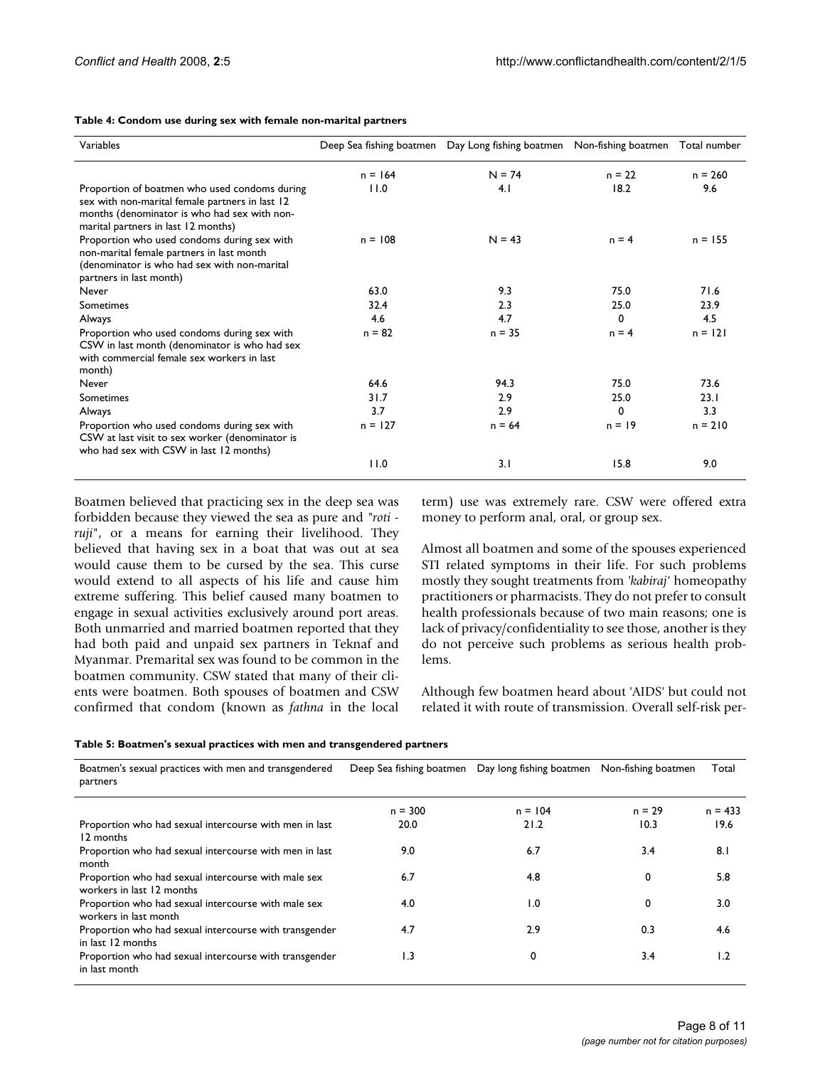**Table 4: Condom use during sex with female non-marital partners**

| Variables | Deep Sea fishing boatmen | Day Long fishing boatmen | Non-fishing boatmen | Total number |
|---|---|---|---|---|
| | n = 164 | N = 74 | n = 22 | n = 260 |
| Proportion of boatmen who used condoms during sex with non-marital female partners in last 12 months (denominator is who had sex with non-marital partners in last 12 months) | 11.0 | 4.1 | 18.2 | 9.6 |
| Proportion who used condoms during sex with non-marital female partners in last month (denominator is who had sex with non-marital partners in last month) | n = 108 | N = 43 | n = 4 | n = 155 |
| Never | 63.0 | 9.3 | 75.0 | 71.6 |
| Sometimes | 32.4 | 2.3 | 25.0 | 23.9 |
| Always | 4.6 | 4.7 | 0 | 4.5 |
| Proportion who used condoms during sex with CSW in last month (denominator is who had sex with commercial female sex workers in last month) | n = 82 | n = 35 | n = 4 | n = 121 |
| Never | 64.6 | 94.3 | 75.0 | 73.6 |
| Sometimes | 31.7 | 2.9 | 25.0 | 23.1 |
| Always | 3.7 | 2.9 | 0 | 3.3 |
| Proportion who used condoms during sex with CSW at last visit to sex worker (denominator is who had sex with CSW in last 12 months) | n = 127 | n = 64 | n = 19 | n = 210 |
| | 11.0 | 3.1 | 15.8 | 9.0 |

Boatmen believed that practicing sex in the deep sea was forbidden because they viewed the sea as pure and "*roti - ruji*", or a means for earning their livelihood. They believed that having sex in a boat that was out at sea would cause them to be cursed by the sea. This curse would extend to all aspects of his life and cause him extreme suffering. This belief caused many boatmen to engage in sexual activities exclusively around port areas. Both unmarried and married boatmen reported that they had both paid and unpaid sex partners in Teknaf and Myanmar. Premarital sex was found to be common in the boatmen community. CSW stated that many of their clients were boatmen. Both spouses of boatmen and CSW confirmed that condom (known as *fathna* in the local term) use was extremely rare. CSW were offered extra money to perform anal, oral, or group sex.

Almost all boatmen and some of the spouses experienced STI related symptoms in their life. For such problems mostly they sought treatments from '*kabiraj*' homeopathy practitioners or pharmacists. They do not prefer to consult health professionals because of two main reasons; one is lack of privacy/confidentiality to see those, another is they do not perceive such problems as serious health problems.

Although few boatmen heard about 'AIDS' but could not related it with route of transmission. Overall self-risk per-

**Table 5: Boatmen's sexual practices with men and transgendered partners**

| Boatmen's sexual practices with men and transgendered partners | Deep Sea fishing boatmen | Day long fishing boatmen | Non-fishing boatmen | Total |
|---|---|---|---|---|
| | n = 300 | n = 104 | n = 29 | n = 433 |
| Proportion who had sexual intercourse with men in last 12 months | 20.0 | 21.2 | 10.3 | 19.6 |
| Proportion who had sexual intercourse with men in last month | 9.0 | 6.7 | 3.4 | 8.1 |
| Proportion who had sexual intercourse with male sex workers in last 12 months | 6.7 | 4.8 | 0 | 5.8 |
| Proportion who had sexual intercourse with male sex workers in last month | 4.0 | 1.0 | 0 | 3.0 |
| Proportion who had sexual intercourse with transgender in last 12 months | 4.7 | 2.9 | 0.3 | 4.6 |
| Proportion who had sexual intercourse with transgender in last month | 1.3 | 0 | 3.4 | 1.2 |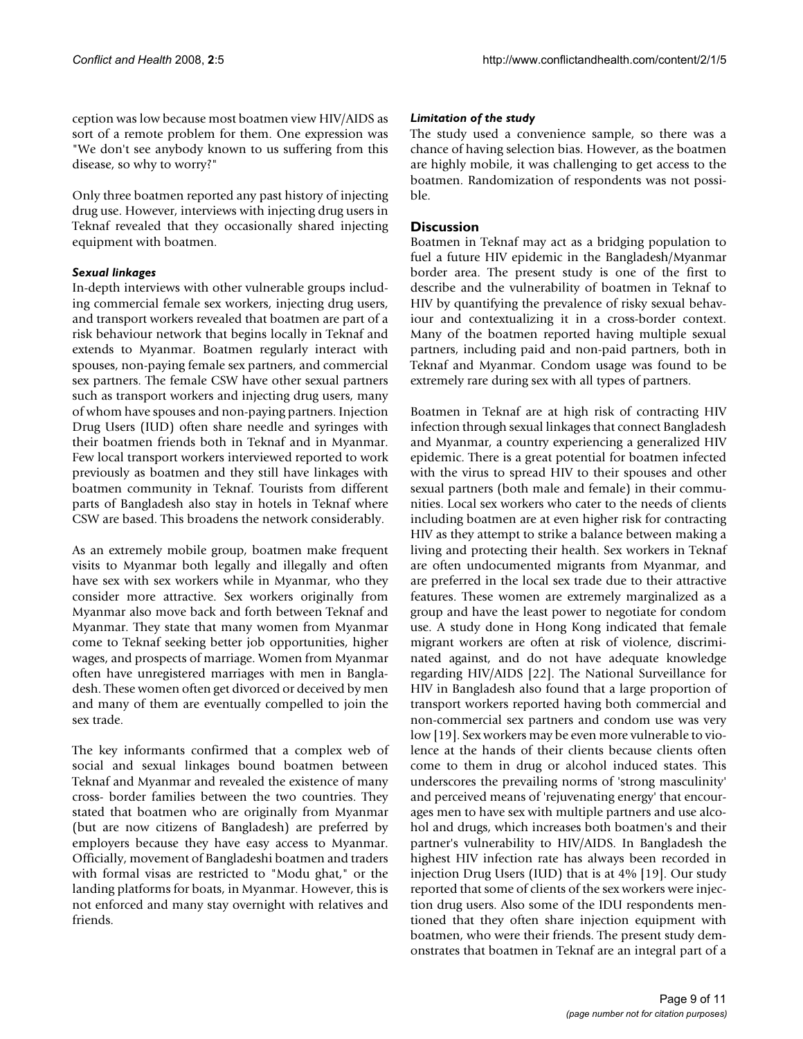ception was low because most boatmen view HIV/AIDS as sort of a remote problem for them. One expression was "We don't see anybody known to us suffering from this disease, so why to worry?"

Only three boatmen reported any past history of injecting drug use. However, interviews with injecting drug users in Teknaf revealed that they occasionally shared injecting equipment with boatmen.

#### *Sexual linkages*

In-depth interviews with other vulnerable groups including commercial female sex workers, injecting drug users, and transport workers revealed that boatmen are part of a risk behaviour network that begins locally in Teknaf and extends to Myanmar. Boatmen regularly interact with spouses, non-paying female sex partners, and commercial sex partners. The female CSW have other sexual partners such as transport workers and injecting drug users, many of whom have spouses and non-paying partners. Injection Drug Users (IUD) often share needle and syringes with their boatmen friends both in Teknaf and in Myanmar. Few local transport workers interviewed reported to work previously as boatmen and they still have linkages with boatmen community in Teknaf. Tourists from different parts of Bangladesh also stay in hotels in Teknaf where CSW are based. This broadens the network considerably.

As an extremely mobile group, boatmen make frequent visits to Myanmar both legally and illegally and often have sex with sex workers while in Myanmar, who they consider more attractive. Sex workers originally from Myanmar also move back and forth between Teknaf and Myanmar. They state that many women from Myanmar come to Teknaf seeking better job opportunities, higher wages, and prospects of marriage. Women from Myanmar often have unregistered marriages with men in Bangladesh. These women often get divorced or deceived by men and many of them are eventually compelled to join the sex trade.

The key informants confirmed that a complex web of social and sexual linkages bound boatmen between Teknaf and Myanmar and revealed the existence of many cross- border families between the two countries. They stated that boatmen who are originally from Myanmar (but are now citizens of Bangladesh) are preferred by employers because they have easy access to Myanmar. Officially, movement of Bangladeshi boatmen and traders with formal visas are restricted to "Modu ghat," or the landing platforms for boats, in Myanmar. However, this is not enforced and many stay overnight with relatives and friends.

#### *Limitation of the study*

The study used a convenience sample, so there was a chance of having selection bias. However, as the boatmen are highly mobile, it was challenging to get access to the boatmen. Randomization of respondents was not possible.

## Discussion

Boatmen in Teknaf may act as a bridging population to fuel a future HIV epidemic in the Bangladesh/Myanmar border area. The present study is one of the first to describe and the vulnerability of boatmen in Teknaf to HIV by quantifying the prevalence of risky sexual behaviour and contextualizing it in a cross-border context. Many of the boatmen reported having multiple sexual partners, including paid and non-paid partners, both in Teknaf and Myanmar. Condom usage was found to be extremely rare during sex with all types of partners.

Boatmen in Teknaf are at high risk of contracting HIV infection through sexual linkages that connect Bangladesh and Myanmar, a country experiencing a generalized HIV epidemic. There is a great potential for boatmen infected with the virus to spread HIV to their spouses and other sexual partners (both male and female) in their communities. Local sex workers who cater to the needs of clients including boatmen are at even higher risk for contracting HIV as they attempt to strike a balance between making a living and protecting their health. Sex workers in Teknaf are often undocumented migrants from Myanmar, and are preferred in the local sex trade due to their attractive features. These women are extremely marginalized as a group and have the least power to negotiate for condom use. A study done in Hong Kong indicated that female migrant workers are often at risk of violence, discriminated against, and do not have adequate knowledge regarding HIV/AIDS [22]. The National Surveillance for HIV in Bangladesh also found that a large proportion of transport workers reported having both commercial and non-commercial sex partners and condom use was very low [19]. Sex workers may be even more vulnerable to violence at the hands of their clients because clients often come to them in drug or alcohol induced states. This underscores the prevailing norms of 'strong masculinity' and perceived means of 'rejuvenating energy' that encourages men to have sex with multiple partners and use alcohol and drugs, which increases both boatmen's and their partner's vulnerability to HIV/AIDS. In Bangladesh the highest HIV infection rate has always been recorded in injection Drug Users (IUD) that is at 4% [19]. Our study reported that some of clients of the sex workers were injection drug users. Also some of the IDU respondents mentioned that they often share injection equipment with boatmen, who were their friends. The present study demonstrates that boatmen in Teknaf are an integral part of a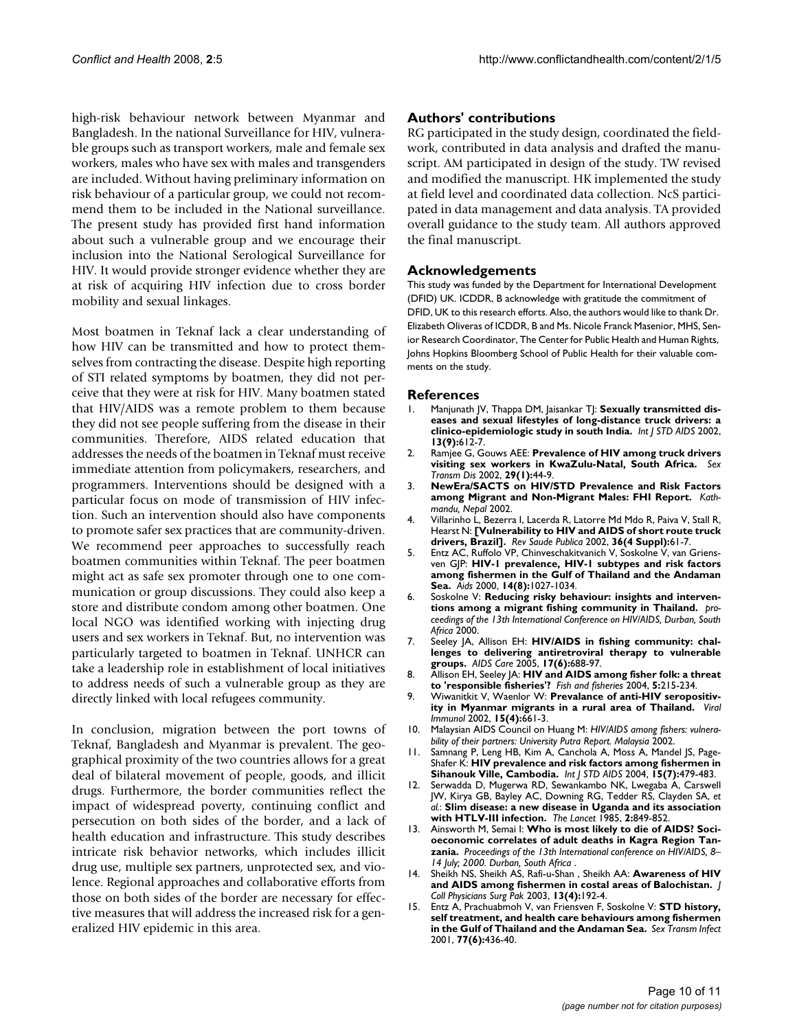high-risk behaviour network between Myanmar and Bangladesh. In the national Surveillance for HIV, vulnerable groups such as transport workers, male and female sex workers, males who have sex with males and transgenders are included. Without having preliminary information on risk behaviour of a particular group, we could not recommend them to be included in the National surveillance. The present study has provided first hand information about such a vulnerable group and we encourage their inclusion into the National Serological Surveillance for HIV. It would provide stronger evidence whether they are at risk of acquiring HIV infection due to cross border mobility and sexual linkages.

Most boatmen in Teknaf lack a clear understanding of how HIV can be transmitted and how to protect themselves from contracting the disease. Despite high reporting of STI related symptoms by boatmen, they did not perceive that they were at risk for HIV. Many boatmen stated that HIV/AIDS was a remote problem to them because they did not see people suffering from the disease in their communities. Therefore, AIDS related education that addresses the needs of the boatmen in Teknaf must receive immediate attention from policymakers, researchers, and programmers. Interventions should be designed with a particular focus on mode of transmission of HIV infection. Such an intervention should also have components to promote safer sex practices that are community-driven. We recommend peer approaches to successfully reach boatmen communities within Teknaf. The peer boatmen might act as safe sex promoter through one to one communication or group discussions. They could also keep a store and distribute condom among other boatmen. One local NGO was identified working with injecting drug users and sex workers in Teknaf. But, no intervention was particularly targeted to boatmen in Teknaf. UNHCR can take a leadership role in establishment of local initiatives to address needs of such a vulnerable group as they are directly linked with local refugees community.

In conclusion, migration between the port towns of Teknaf, Bangladesh and Myanmar is prevalent. The geographical proximity of the two countries allows for a great deal of bilateral movement of people, goods, and illicit drugs. Furthermore, the border communities reflect the impact of widespread poverty, continuing conflict and persecution on both sides of the border, and a lack of health education and infrastructure. This study describes intricate risk behavior networks, which includes illicit drug use, multiple sex partners, unprotected sex, and violence. Regional approaches and collaborative efforts from those on both sides of the border are necessary for effective measures that will address the increased risk for a generalized HIV epidemic in this area.

## Authors' contributions

RG participated in the study design, coordinated the fieldwork, contributed in data analysis and drafted the manuscript. AM participated in design of the study. TW revised and modified the manuscript. HK implemented the study at field level and coordinated data collection. NcS participated in data management and data analysis. TA provided overall guidance to the study team. All authors approved the final manuscript.

## Acknowledgements

This study was funded by the Department for International Development (DFID) UK. ICDDR, B acknowledge with gratitude the commitment of DFID, UK to this research efforts. Also, the authors would like to thank Dr. Elizabeth Oliveras of ICDDR, B and Ms. Nicole Franck Masenior, MHS, Senior Research Coordinator, The Center for Public Health and Human Rights, Johns Hopkins Bloomberg School of Public Health for their valuable comments on the study.

## References

1. Manjunath JV, Thappa DM, Jaisankar TJ: **Sexually transmitted diseases and sexual lifestyles of long-distance truck drivers: a clinico-epidemiologic study in south India.** *Int J STD AIDS* 2002, **13(9):**612-7.
2. Ramjee G, Gouws AEE: **Prevalence of HIV among truck drivers visiting sex workers in KwaZulu-Natal, South Africa.** *Sex Transm Dis* 2002, **29(1):**44-9.
3. **NewEra/SACTS on HIV/STD Prevalence and Risk Factors among Migrant and Non-Migrant Males: FHI Report.** *Kathmandu, Nepal* 2002.
4. Villarinho L, Bezerra I, Lacerda R, Latorre Md Mdo R, Paiva V, Stall R, Hearst N: **[Vulnerability to HIV and AIDS of short route truck drivers, Brazil].** *Rev Saude Publica* 2002, **36(4 Suppl):**61-7.
5. Entz AC, Ruffolo VP, Chinveschakitvanich V, Soskolne V, van Griensven GJP: **HIV-1 prevalence, HIV-1 subtypes and risk factors among fishermen in the Gulf of Thailand and the Andaman Sea.** *Aids* 2000, **14(8):**1027-1034.
6. Soskolne V: **Reducing risky behaviour: insights and interventions among a migrant fishing community in Thailand.** *proceedings of the 13th International Conference on HIV/AIDS, Durban, South Africa* 2000.
7. Seeley JA, Allison EH: **HIV/AIDS in fishing community: challenges to delivering antiretroviral therapy to vulnerable groups.** *AIDS Care* 2005, **17(6):**688-97.
8. Allison EH, Seeley JA: **HIV and AIDS among fisher folk: a threat to 'responsible fisheries'?** *Fish and fisheries* 2004, **5:**215-234.
9. Wiwanitkit V, Waenlor W: **Prevalance of anti-HIV seropositivity in Myanmar migrants in a rural area of Thailand.** *Viral Immunol* 2002, **15(4):**661-3.
10. Malaysian AIDS Council on Huang M: *HIV/AIDS among fishers: vulnerability of their partners: University Putra Report. Malaysia* 2002.
11. Samnang P, Leng HB, Kim A, Canchola A, Moss A, Mandel JS, Page-Shafer K: **HIV prevalence and risk factors among fishermen in Sihanouk Ville, Cambodia.** *Int J STD AIDS* 2004, **15(7):**479-483.
12. Serwadda D, Mugerwa RD, Sewankambo NK, Lwegaba A, Carswell JW, Kirya GB, Bayley AC, Downing RG, Tedder RS, Clayden SA, *et al.*: **Slim disease: a new disease in Uganda and its association with HTLV-III infection.** *The Lancet* 1985, **2:**849-852.
13. Ainsworth M, Semai I: **Who is most likely to die of AIDS? Socioeconomic correlates of adult deaths in Kagra Region Tanzania.** *Proceedings of the 13th International conference on HIV/AIDS, 8–14 July; 2000. Durban, South Africa* .
14. Sheikh NS, Sheikh AS, Rafi-u-Shan , Sheikh AA: **Awareness of HIV and AIDS among fishermen in costal areas of Balochistan.** *J Coll Physicians Surg Pak* 2003, **13(4):**192-4.
15. Entz A, Prachuabmoh V, van Friensven F, Soskolne V: **STD history, self treatment, and health care behaviours among fishermen in the Gulf of Thailand and the Andaman Sea.** *Sex Transm Infect* 2001, **77(6):**436-40.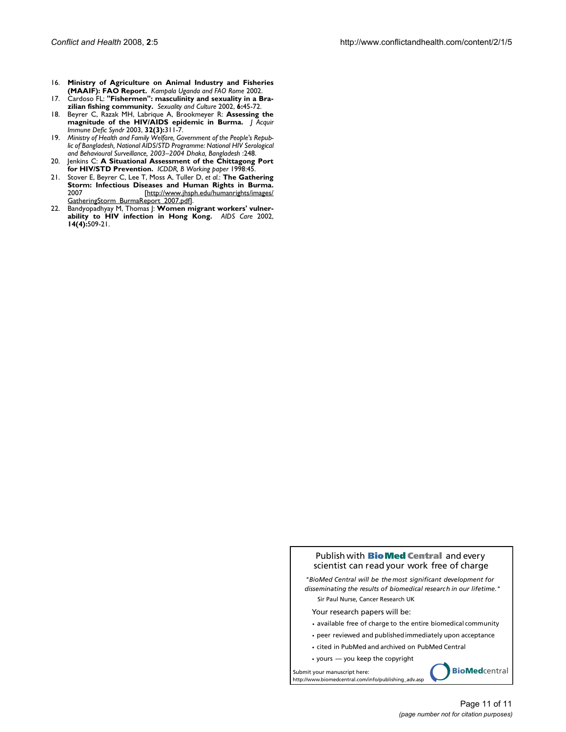16. **Ministry of Agriculture on Animal Industry and Fisheries (MAAIF): FAO Report.** *Kampala Uganda and FAO Rome* 2002.
17. Cardoso FL: **"Fishermen": masculinity and sexuality in a Brazilian fishing community.** *Sexuality and Culture* 2002, **6:**45-72.
18. Beyrer C, Razak MH, Labrique A, Brookmeyer R: **Assessing the magnitude of the HIV/AIDS epidemic in Burma.** *J Acquir Immune Defic Syndr* 2003, **32(3):**311-7.
19. *Ministry of Health and Family Welfare, Government of the People's Republic of Bangladesh, National AIDS/STD Programme: National HIV Serological and Behavioural Surveillance, 2003–2004 Dhaka, Bangladesh* :248.
20. Jenkins C: **A Situational Assessment of the Chittagong Port for HIV/STD Prevention.** *ICDDR, B Working paper* 1998:45.
21. Stover E, Beyrer C, Lee T, Moss A, Tuller D, *et al.*: **The Gathering Storm: Infectious Diseases and Human Rights in Burma.** 2007 [http://www.jhsph.edu/humanrights/images/GatheringStorm_BurmaReport_2007.pdf].
22. Bandyopadhyay M, Thomas J: **Women migrant workers' vulnerability to HIV infection in Hong Kong.** *AIDS Care* 2002, **14(4):**509-21.

Publish with **BioMed Central** and every scientist can read your work free of charge

*"BioMed Central will be the most significant development for disseminating the results of biomedical research in our lifetime."*

Sir Paul Nurse, Cancer Research UK

Your research papers will be:

- available free of charge to the entire biomedical community
- peer reviewed and published immediately upon acceptance
- cited in PubMed and archived on PubMed Central
- yours — you keep the copyright

Submit your manuscript here:
http://www.biomedcentral.com/info/publishing_adv.asp

BioMedcentral